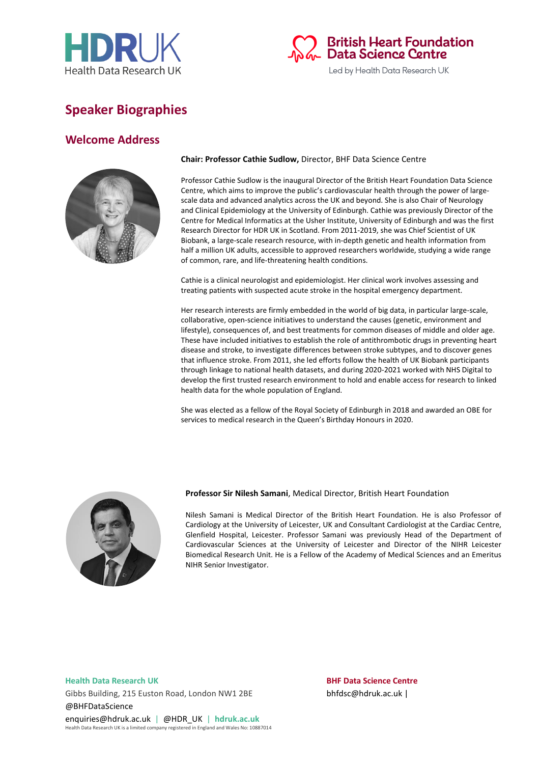# Speaker Biographies

## Welcome Address

**Chair: Professor Cathie Sudlow,** Director, BHF Data Science Centre

Professor Cathie Sudlow is the inaugural Director of the British Heart Foundation Data Science Centre, which aims to improve the public's cardiovascular health through the power of large-scale data and advanced analytics across the UK and beyond. She is also Chair of Neurology and Clinical Epidemiology at the University of Edinburgh. Cathie was previously Director of the Centre for Medical Informatics at the Usher Institute, University of Edinburgh and was the first Research Director for HDR UK in Scotland. From 2011-2019, she was Chief Scientist of UK Biobank, a large-scale research resource, with in-depth genetic and health information from half a million UK adults, accessible to approved researchers worldwide, studying a wide range of common, rare, and life-threatening health conditions.

Cathie is a clinical neurologist and epidemiologist. Her clinical work involves assessing and treating patients with suspected acute stroke in the hospital emergency department.

Her research interests are firmly embedded in the world of big data, in particular large-scale, collaborative, open-science initiatives to understand the causes (genetic, environment and lifestyle), consequences of, and best treatments for common diseases of middle and older age. These have included initiatives to establish the role of antithrombotic drugs in preventing heart disease and stroke, to investigate differences between stroke subtypes, and to discover genes that influence stroke. From 2011, she led efforts follow the health of UK Biobank participants through linkage to national health datasets, and during 2020-2021 worked with NHS Digital to develop the first trusted research environment to hold and enable access for research to linked health data for the whole population of England.

She was elected as a fellow of the Royal Society of Edinburgh in 2018 and awarded an OBE for services to medical research in the Queen's Birthday Honours in 2020.

**Professor Sir Nilesh Samani**, Medical Director, British Heart Foundation

Nilesh Samani is Medical Director of the British Heart Foundation. He is also Professor of Cardiology at the University of Leicester, UK and Consultant Cardiologist at the Cardiac Centre, Glenfield Hospital, Leicester. Professor Samani was previously Head of the Department of Cardiovascular Sciences at the University of Leicester and Director of the NIHR Leicester Biomedical Research Unit. He is a Fellow of the Academy of Medical Sciences and an Emeritus NIHR Senior Investigator.

**Health Data Research UK**
Gibbs Building, 215 Euston Road, London NW1 2BE
@BHFDataScience
enquiries@hdruk.ac.uk | @HDR_UK | **hdruk.ac.uk**
Health Data Research UK is a limited company registered in England and Wales No: 10887014

**BHF Data Science Centre**
bhfdsc@hdruk.ac.uk |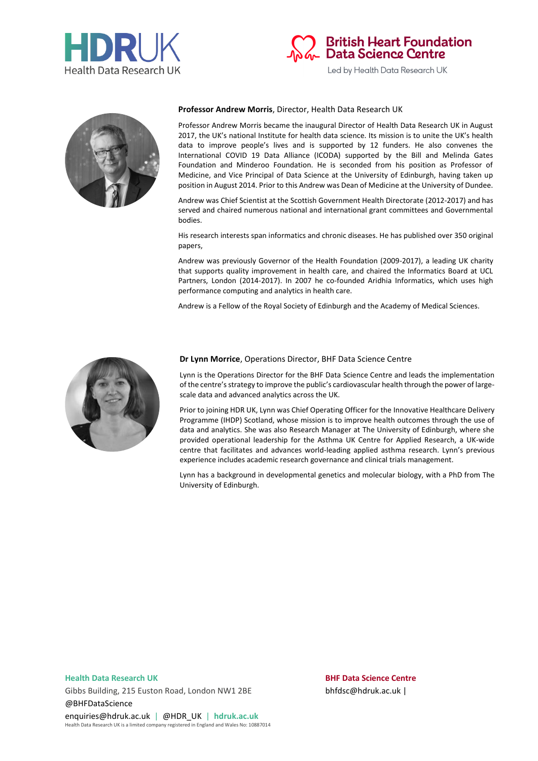**Professor Andrew Morris**, Director, Health Data Research UK

Professor Andrew Morris became the inaugural Director of Health Data Research UK in August 2017, the UK's national Institute for health data science. Its mission is to unite the UK's health data to improve people's lives and is supported by 12 funders. He also convenes the International COVID 19 Data Alliance (ICODA) supported by the Bill and Melinda Gates Foundation and Minderoo Foundation. He is seconded from his position as Professor of Medicine, and Vice Principal of Data Science at the University of Edinburgh, having taken up position in August 2014. Prior to this Andrew was Dean of Medicine at the University of Dundee.

Andrew was Chief Scientist at the Scottish Government Health Directorate (2012-2017) and has served and chaired numerous national and international grant committees and Governmental bodies.

His research interests span informatics and chronic diseases. He has published over 350 original papers,

Andrew was previously Governor of the Health Foundation (2009-2017), a leading UK charity that supports quality improvement in health care, and chaired the Informatics Board at UCL Partners, London (2014-2017). In 2007 he co-founded Aridhia Informatics, which uses high performance computing and analytics in health care.

Andrew is a Fellow of the Royal Society of Edinburgh and the Academy of Medical Sciences.

**Dr Lynn Morrice**, Operations Director, BHF Data Science Centre

Lynn is the Operations Director for the BHF Data Science Centre and leads the implementation of the centre's strategy to improve the public's cardiovascular health through the power of large-scale data and advanced analytics across the UK.

Prior to joining HDR UK, Lynn was Chief Operating Officer for the Innovative Healthcare Delivery Programme (IHDP) Scotland, whose mission is to improve health outcomes through the use of data and analytics. She was also Research Manager at The University of Edinburgh, where she provided operational leadership for the Asthma UK Centre for Applied Research, a UK-wide centre that facilitates and advances world-leading applied asthma research. Lynn's previous experience includes academic research governance and clinical trials management.

Lynn has a background in developmental genetics and molecular biology, with a PhD from The University of Edinburgh.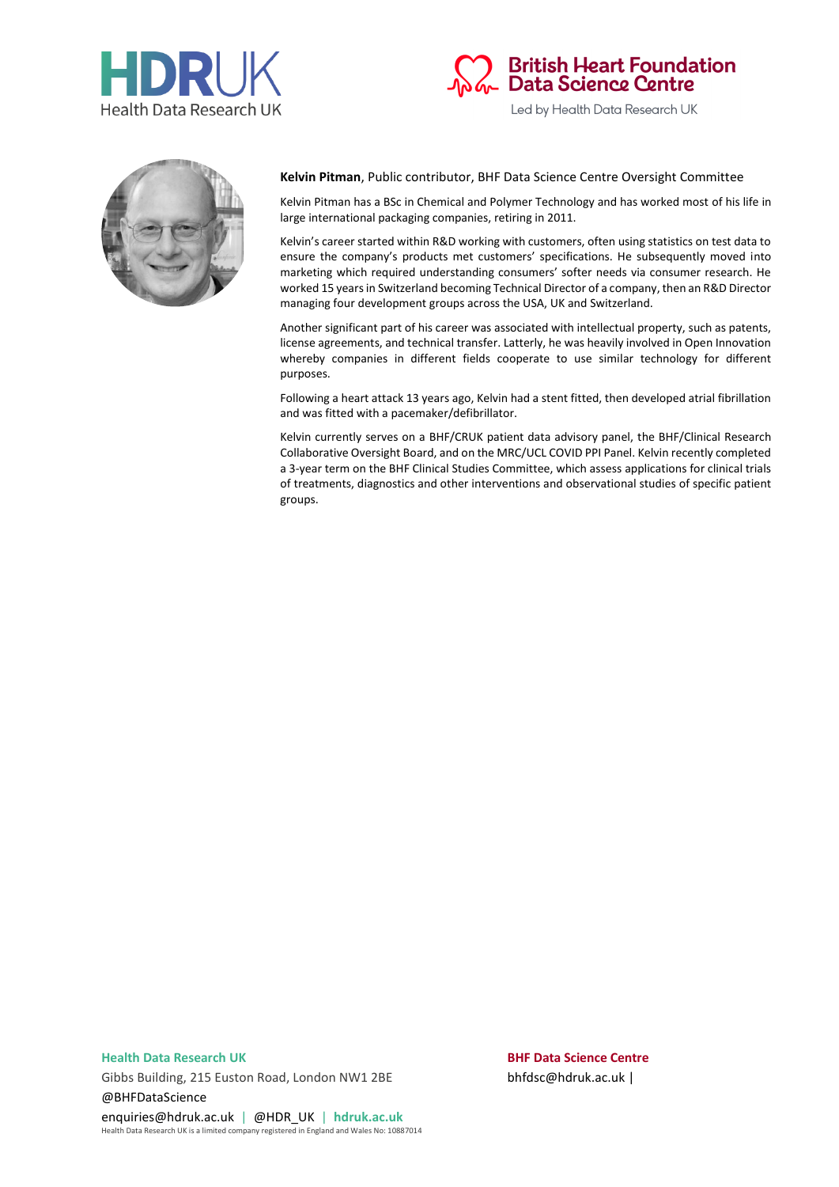**Kelvin Pitman**, Public contributor, BHF Data Science Centre Oversight Committee

Kelvin Pitman has a BSc in Chemical and Polymer Technology and has worked most of his life in large international packaging companies, retiring in 2011.

Kelvin's career started within R&D working with customers, often using statistics on test data to ensure the company's products met customers' specifications. He subsequently moved into marketing which required understanding consumers' softer needs via consumer research. He worked 15 years in Switzerland becoming Technical Director of a company, then an R&D Director managing four development groups across the USA, UK and Switzerland.

Another significant part of his career was associated with intellectual property, such as patents, license agreements, and technical transfer. Latterly, he was heavily involved in Open Innovation whereby companies in different fields cooperate to use similar technology for different purposes.

Following a heart attack 13 years ago, Kelvin had a stent fitted, then developed atrial fibrillation and was fitted with a pacemaker/defibrillator.

Kelvin currently serves on a BHF/CRUK patient data advisory panel, the BHF/Clinical Research Collaborative Oversight Board, and on the MRC/UCL COVID PPI Panel. Kelvin recently completed a 3-year term on the BHF Clinical Studies Committee, which assess applications for clinical trials of treatments, diagnostics and other interventions and observational studies of specific patient groups.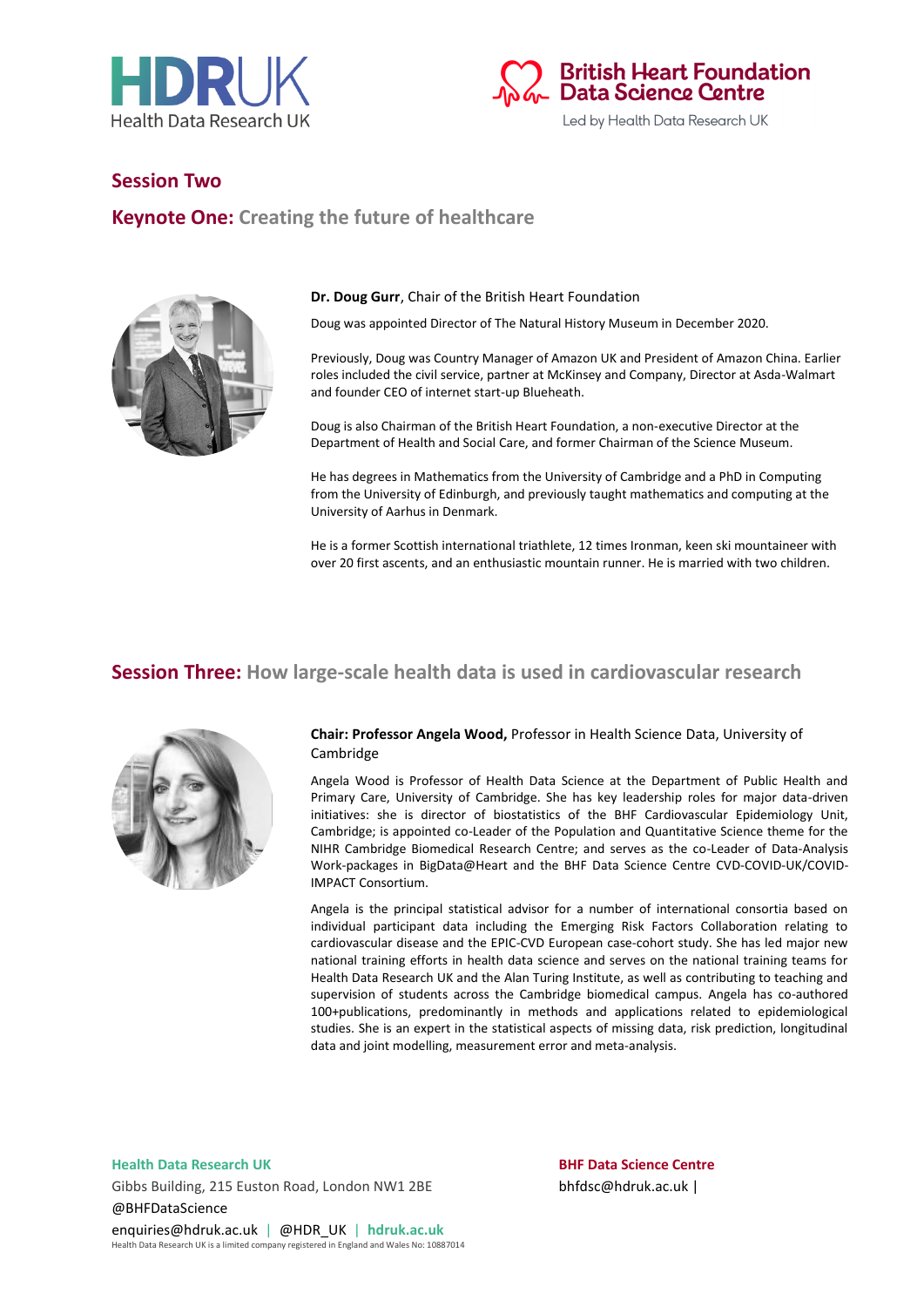## Session Two

## Keynote One: Creating the future of healthcare

**Dr. Doug Gurr**, Chair of the British Heart Foundation

Doug was appointed Director of The Natural History Museum in December 2020.

Previously, Doug was Country Manager of Amazon UK and President of Amazon China. Earlier roles included the civil service, partner at McKinsey and Company, Director at Asda-Walmart and founder CEO of internet start-up Blueheath.

Doug is also Chairman of the British Heart Foundation, a non-executive Director at the Department of Health and Social Care, and former Chairman of the Science Museum.

He has degrees in Mathematics from the University of Cambridge and a PhD in Computing from the University of Edinburgh, and previously taught mathematics and computing at the University of Aarhus in Denmark.

He is a former Scottish international triathlete, 12 times Ironman, keen ski mountaineer with over 20 first ascents, and an enthusiastic mountain runner. He is married with two children.

## Session Three: How large-scale health data is used in cardiovascular research

**Chair: Professor Angela Wood,** Professor in Health Science Data, University of Cambridge

Angela Wood is Professor of Health Data Science at the Department of Public Health and Primary Care, University of Cambridge. She has key leadership roles for major data-driven initiatives: she is director of biostatistics of the BHF Cardiovascular Epidemiology Unit, Cambridge; is appointed co-Leader of the Population and Quantitative Science theme for the NIHR Cambridge Biomedical Research Centre; and serves as the co-Leader of Data-Analysis Work-packages in BigData@Heart and the BHF Data Science Centre CVD-COVID-UK/COVID-IMPACT Consortium.

Angela is the principal statistical advisor for a number of international consortia based on individual participant data including the Emerging Risk Factors Collaboration relating to cardiovascular disease and the EPIC-CVD European case-cohort study. She has led major new national training efforts in health data science and serves on the national training teams for Health Data Research UK and the Alan Turing Institute, as well as contributing to teaching and supervision of students across the Cambridge biomedical campus. Angela has co-authored 100+publications, predominantly in methods and applications related to epidemiological studies. She is an expert in the statistical aspects of missing data, risk prediction, longitudinal data and joint modelling, measurement error and meta-analysis.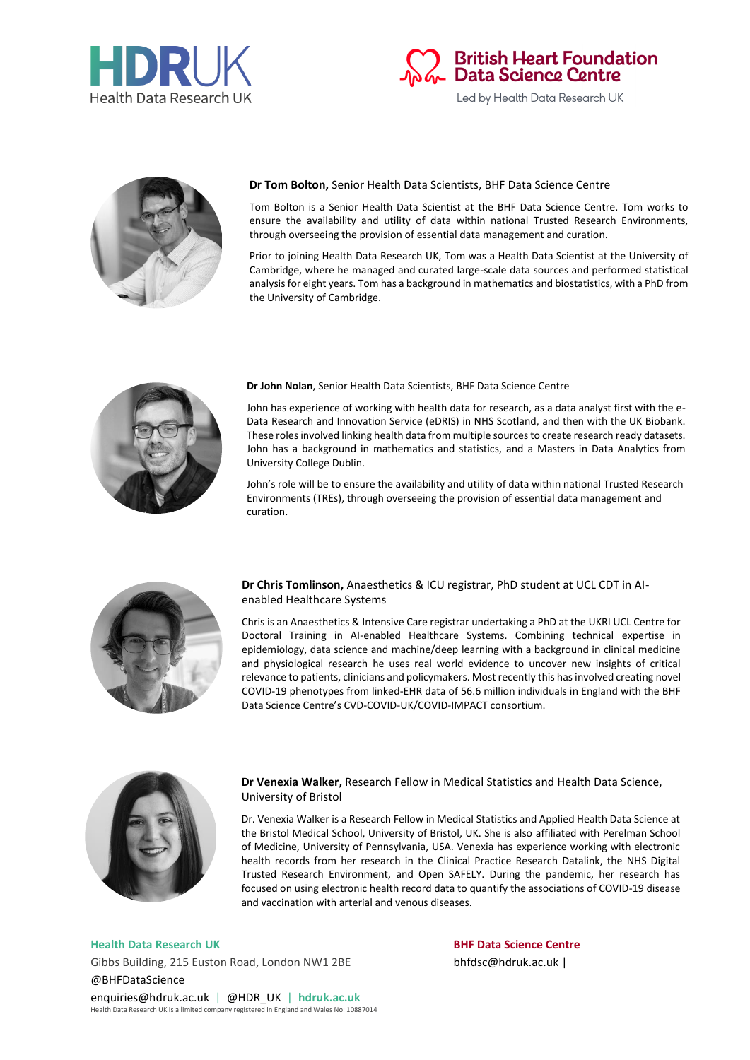**Dr Tom Bolton,** Senior Health Data Scientists, BHF Data Science Centre

Tom Bolton is a Senior Health Data Scientist at the BHF Data Science Centre. Tom works to ensure the availability and utility of data within national Trusted Research Environments, through overseeing the provision of essential data management and curation.

Prior to joining Health Data Research UK, Tom was a Health Data Scientist at the University of Cambridge, where he managed and curated large-scale data sources and performed statistical analysis for eight years. Tom has a background in mathematics and biostatistics, with a PhD from the University of Cambridge.

**Dr John Nolan**, Senior Health Data Scientists, BHF Data Science Centre

John has experience of working with health data for research, as a data analyst first with the e-Data Research and Innovation Service (eDRIS) in NHS Scotland, and then with the UK Biobank. These roles involved linking health data from multiple sources to create research ready datasets. John has a background in mathematics and statistics, and a Masters in Data Analytics from University College Dublin.

John's role will be to ensure the availability and utility of data within national Trusted Research Environments (TREs), through overseeing the provision of essential data management and curation.

**Dr Chris Tomlinson,** Anaesthetics & ICU registrar, PhD student at UCL CDT in AI-enabled Healthcare Systems

Chris is an Anaesthetics & Intensive Care registrar undertaking a PhD at the UKRI UCL Centre for Doctoral Training in AI-enabled Healthcare Systems. Combining technical expertise in epidemiology, data science and machine/deep learning with a background in clinical medicine and physiological research he uses real world evidence to uncover new insights of critical relevance to patients, clinicians and policymakers. Most recently this has involved creating novel COVID-19 phenotypes from linked-EHR data of 56.6 million individuals in England with the BHF Data Science Centre's CVD-COVID-UK/COVID-IMPACT consortium.

**Dr Venexia Walker,** Research Fellow in Medical Statistics and Health Data Science, University of Bristol

Dr. Venexia Walker is a Research Fellow in Medical Statistics and Applied Health Data Science at the Bristol Medical School, University of Bristol, UK. She is also affiliated with Perelman School of Medicine, University of Pennsylvania, USA. Venexia has experience working with electronic health records from her research in the Clinical Practice Research Datalink, the NHS Digital Trusted Research Environment, and Open SAFELY. During the pandemic, her research has focused on using electronic health record data to quantify the associations of COVID-19 disease and vaccination with arterial and venous diseases.

**Health Data Research UK**
Gibbs Building, 215 Euston Road, London NW1 2BE
@BHFDataScience
enquiries@hdruk.ac.uk | @HDR_UK | **hdruk.ac.uk**
Health Data Research UK is a limited company registered in England and Wales No: 10887014

**BHF Data Science Centre**
bhfdsc@hdruk.ac.uk |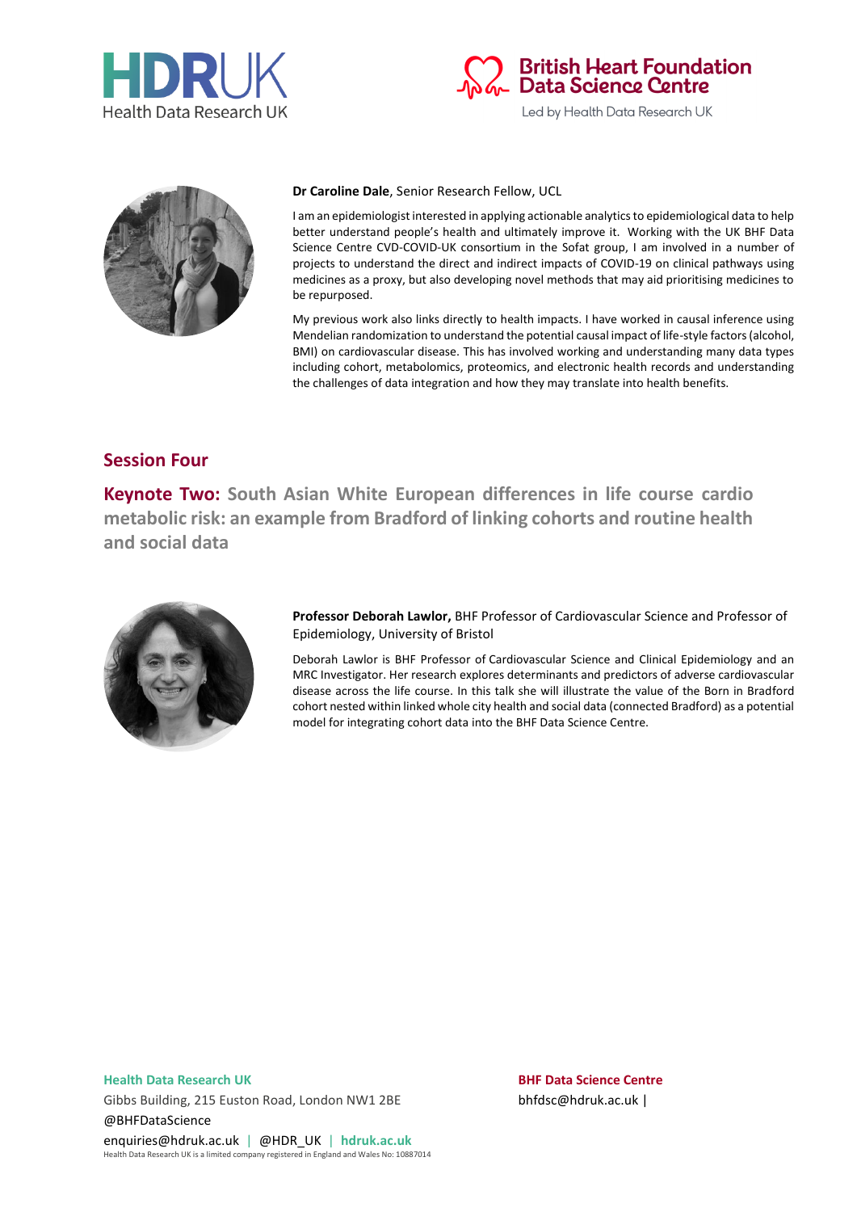**Dr Caroline Dale**, Senior Research Fellow, UCL

I am an epidemiologist interested in applying actionable analytics to epidemiological data to help better understand people's health and ultimately improve it. Working with the UK BHF Data Science Centre CVD-COVID-UK consortium in the Sofat group, I am involved in a number of projects to understand the direct and indirect impacts of COVID-19 on clinical pathways using medicines as a proxy, but also developing novel methods that may aid prioritising medicines to be repurposed.

My previous work also links directly to health impacts. I have worked in causal inference using Mendelian randomization to understand the potential causal impact of life-style factors (alcohol, BMI) on cardiovascular disease. This has involved working and understanding many data types including cohort, metabolomics, proteomics, and electronic health records and understanding the challenges of data integration and how they may translate into health benefits.

## Session Four

### Keynote Two: South Asian White European differences in life course cardio metabolic risk: an example from Bradford of linking cohorts and routine health and social data

**Professor Deborah Lawlor,** BHF Professor of Cardiovascular Science and Professor of Epidemiology, University of Bristol

Deborah Lawlor is BHF Professor of Cardiovascular Science and Clinical Epidemiology and an MRC Investigator. Her research explores determinants and predictors of adverse cardiovascular disease across the life course. In this talk she will illustrate the value of the Born in Bradford cohort nested within linked whole city health and social data (connected Bradford) as a potential model for integrating cohort data into the BHF Data Science Centre.

**Health Data Research UK**
Gibbs Building, 215 Euston Road, London NW1 2BE
@BHFDataScience
enquiries@hdruk.ac.uk | @HDR_UK | **hdruk.ac.uk**
Health Data Research UK is a limited company registered in England and Wales No: 10887014

**BHF Data Science Centre**
bhfdsc@hdruk.ac.uk |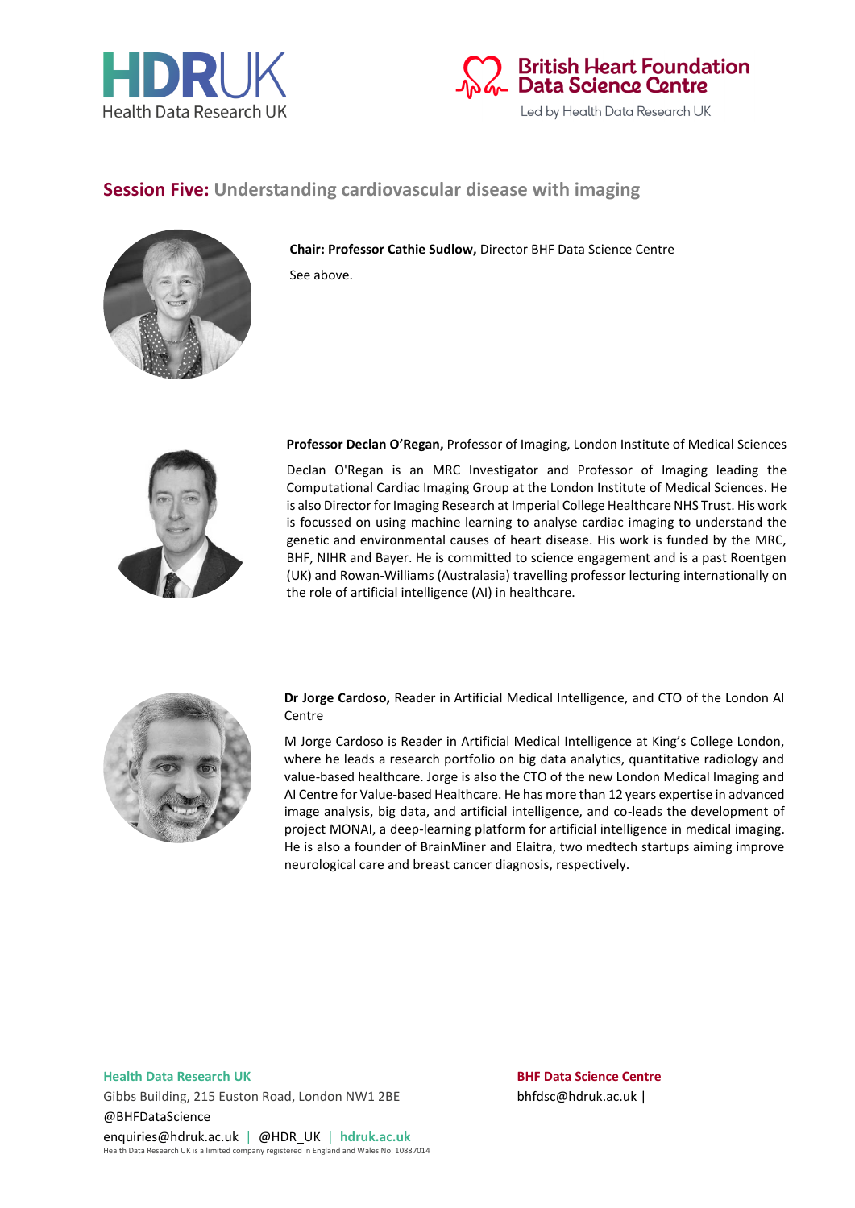## Session Five: Understanding cardiovascular disease with imaging

**Chair: Professor Cathie Sudlow,** Director BHF Data Science Centre

See above.

**Professor Declan O'Regan,** Professor of Imaging, London Institute of Medical Sciences

Declan O'Regan is an MRC Investigator and Professor of Imaging leading the Computational Cardiac Imaging Group at the London Institute of Medical Sciences. He is also Director for Imaging Research at Imperial College Healthcare NHS Trust. His work is focussed on using machine learning to analyse cardiac imaging to understand the genetic and environmental causes of heart disease. His work is funded by the MRC, BHF, NIHR and Bayer. He is committed to science engagement and is a past Roentgen (UK) and Rowan-Williams (Australasia) travelling professor lecturing internationally on the role of artificial intelligence (AI) in healthcare.

**Dr Jorge Cardoso,** Reader in Artificial Medical Intelligence, and CTO of the London AI Centre

M Jorge Cardoso is Reader in Artificial Medical Intelligence at King's College London, where he leads a research portfolio on big data analytics, quantitative radiology and value-based healthcare. Jorge is also the CTO of the new London Medical Imaging and AI Centre for Value-based Healthcare. He has more than 12 years expertise in advanced image analysis, big data, and artificial intelligence, and co-leads the development of project MONAI, a deep-learning platform for artificial intelligence in medical imaging. He is also a founder of BrainMiner and Elaitra, two medtech startups aiming improve neurological care and breast cancer diagnosis, respectively.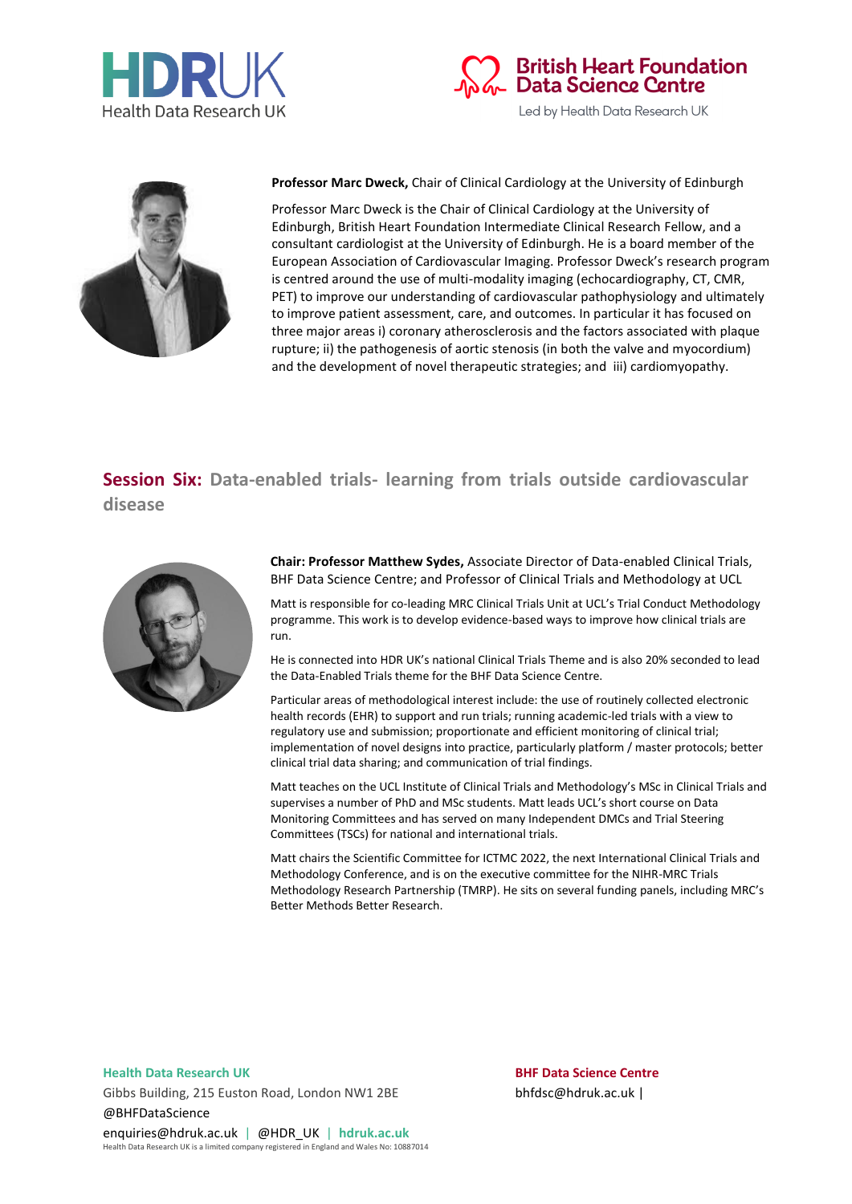**Professor Marc Dweck,** Chair of Clinical Cardiology at the University of Edinburgh

Professor Marc Dweck is the Chair of Clinical Cardiology at the University of Edinburgh, British Heart Foundation Intermediate Clinical Research Fellow, and a consultant cardiologist at the University of Edinburgh. He is a board member of the European Association of Cardiovascular Imaging. Professor Dweck's research program is centred around the use of multi-modality imaging (echocardiography, CT, CMR, PET) to improve our understanding of cardiovascular pathophysiology and ultimately to improve patient assessment, care, and outcomes. In particular it has focused on three major areas i) coronary atherosclerosis and the factors associated with plaque rupture; ii) the pathogenesis of aortic stenosis (in both the valve and myocordium) and the development of novel therapeutic strategies; and iii) cardiomyopathy.

## Session Six: Data-enabled trials- learning from trials outside cardiovascular disease

**Chair: Professor Matthew Sydes,** Associate Director of Data-enabled Clinical Trials, BHF Data Science Centre; and Professor of Clinical Trials and Methodology at UCL

Matt is responsible for co-leading MRC Clinical Trials Unit at UCL's Trial Conduct Methodology programme. This work is to develop evidence-based ways to improve how clinical trials are run.

He is connected into HDR UK's national Clinical Trials Theme and is also 20% seconded to lead the Data-Enabled Trials theme for the BHF Data Science Centre.

Particular areas of methodological interest include: the use of routinely collected electronic health records (EHR) to support and run trials; running academic-led trials with a view to regulatory use and submission; proportionate and efficient monitoring of clinical trial; implementation of novel designs into practice, particularly platform / master protocols; better clinical trial data sharing; and communication of trial findings.

Matt teaches on the UCL Institute of Clinical Trials and Methodology's MSc in Clinical Trials and supervises a number of PhD and MSc students. Matt leads UCL's short course on Data Monitoring Committees and has served on many Independent DMCs and Trial Steering Committees (TSCs) for national and international trials.

Matt chairs the Scientific Committee for ICTMC 2022, the next International Clinical Trials and Methodology Conference, and is on the executive committee for the NIHR-MRC Trials Methodology Research Partnership (TMRP). He sits on several funding panels, including MRC's Better Methods Better Research.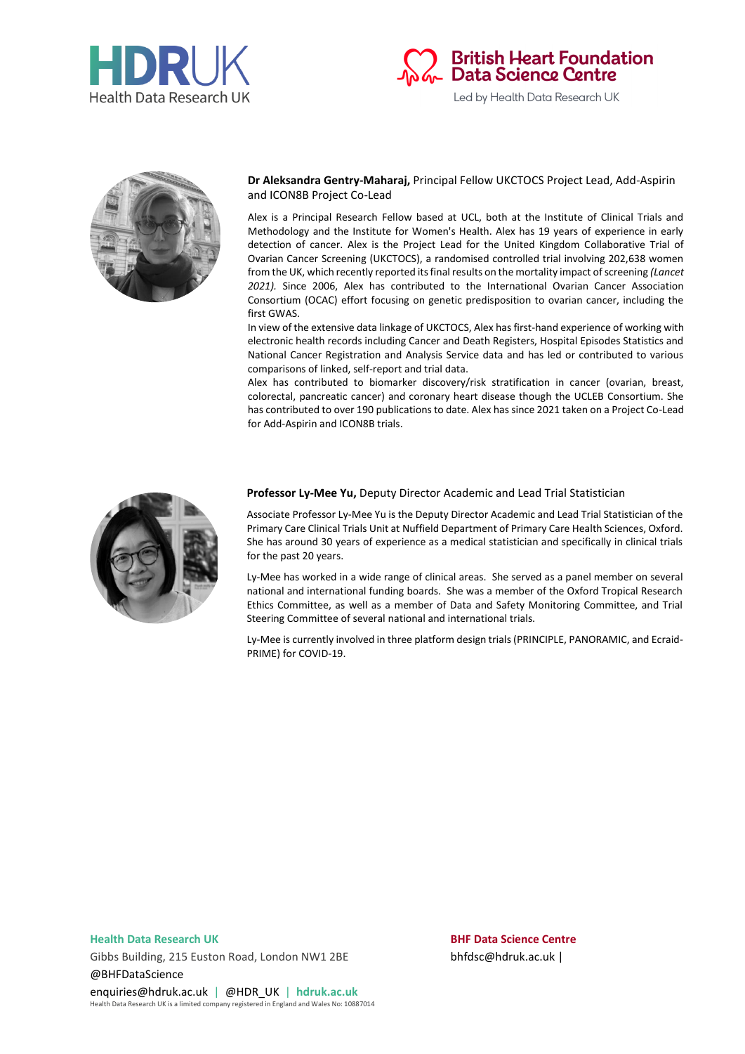**Dr Aleksandra Gentry-Maharaj,** Principal Fellow UKCTOCS Project Lead, Add-Aspirin and ICON8B Project Co-Lead

Alex is a Principal Research Fellow based at UCL, both at the Institute of Clinical Trials and Methodology and the Institute for Women's Health. Alex has 19 years of experience in early detection of cancer. Alex is the Project Lead for the United Kingdom Collaborative Trial of Ovarian Cancer Screening (UKCTOCS), a randomised controlled trial involving 202,638 women from the UK, which recently reported its final results on the mortality impact of screening *(Lancet 2021).* Since 2006, Alex has contributed to the International Ovarian Cancer Association Consortium (OCAC) effort focusing on genetic predisposition to ovarian cancer, including the first GWAS.

In view of the extensive data linkage of UKCTOCS, Alex has first-hand experience of working with electronic health records including Cancer and Death Registers, Hospital Episodes Statistics and National Cancer Registration and Analysis Service data and has led or contributed to various comparisons of linked, self-report and trial data.

Alex has contributed to biomarker discovery/risk stratification in cancer (ovarian, breast, colorectal, pancreatic cancer) and coronary heart disease though the UCLEB Consortium. She has contributed to over 190 publications to date. Alex has since 2021 taken on a Project Co-Lead for Add-Aspirin and ICON8B trials.

**Professor Ly-Mee Yu,** Deputy Director Academic and Lead Trial Statistician

Associate Professor Ly-Mee Yu is the Deputy Director Academic and Lead Trial Statistician of the Primary Care Clinical Trials Unit at Nuffield Department of Primary Care Health Sciences, Oxford. She has around 30 years of experience as a medical statistician and specifically in clinical trials for the past 20 years.

Ly-Mee has worked in a wide range of clinical areas. She served as a panel member on several national and international funding boards. She was a member of the Oxford Tropical Research Ethics Committee, as well as a member of Data and Safety Monitoring Committee, and Trial Steering Committee of several national and international trials.

Ly-Mee is currently involved in three platform design trials (PRINCIPLE, PANORAMIC, and Ecraid-PRIME) for COVID-19.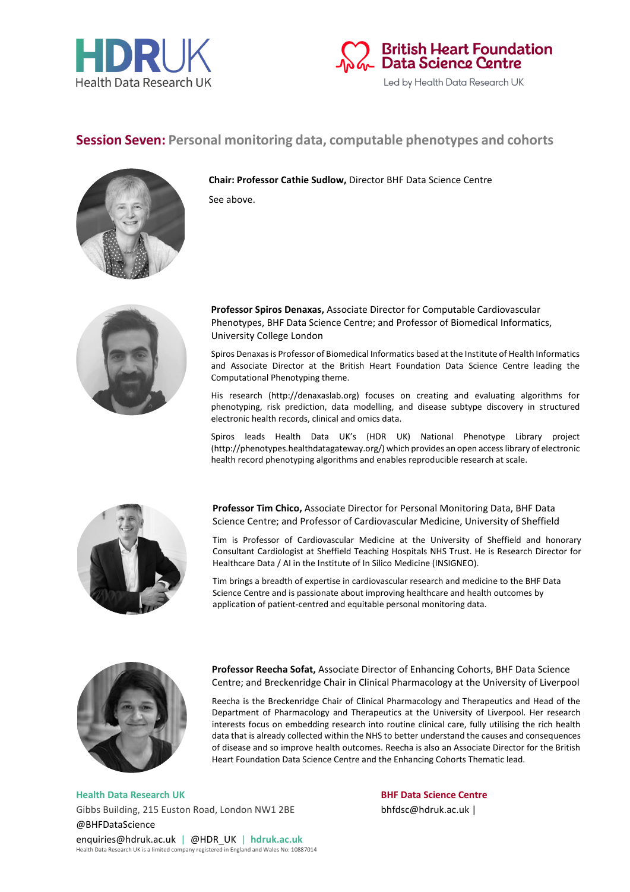## Session Seven: Personal monitoring data, computable phenotypes and cohorts

**Chair: Professor Cathie Sudlow,** Director BHF Data Science Centre

See above.

**Professor Spiros Denaxas,** Associate Director for Computable Cardiovascular Phenotypes, BHF Data Science Centre; and Professor of Biomedical Informatics, University College London

Spiros Denaxas is Professor of Biomedical Informatics based at the Institute of Health Informatics and Associate Director at the British Heart Foundation Data Science Centre leading the Computational Phenotyping theme.

His research (http://denaxaslab.org) focuses on creating and evaluating algorithms for phenotyping, risk prediction, data modelling, and disease subtype discovery in structured electronic health records, clinical and omics data.

Spiros leads Health Data UK's (HDR UK) National Phenotype Library project (http://phenotypes.healthdatagateway.org/) which provides an open access library of electronic health record phenotyping algorithms and enables reproducible research at scale.

**Professor Tim Chico,** Associate Director for Personal Monitoring Data, BHF Data Science Centre; and Professor of Cardiovascular Medicine, University of Sheffield

Tim is Professor of Cardiovascular Medicine at the University of Sheffield and honorary Consultant Cardiologist at Sheffield Teaching Hospitals NHS Trust. He is Research Director for Healthcare Data / AI in the Institute of In Silico Medicine (INSIGNEO).

Tim brings a breadth of expertise in cardiovascular research and medicine to the BHF Data Science Centre and is passionate about improving healthcare and health outcomes by application of patient-centred and equitable personal monitoring data.

**Professor Reecha Sofat,** Associate Director of Enhancing Cohorts, BHF Data Science Centre; and Breckenridge Chair in Clinical Pharmacology at the University of Liverpool

Reecha is the Breckenridge Chair of Clinical Pharmacology and Therapeutics and Head of the Department of Pharmacology and Therapeutics at the University of Liverpool. Her research interests focus on embedding research into routine clinical care, fully utilising the rich health data that is already collected within the NHS to better understand the causes and consequences of disease and so improve health outcomes. Reecha is also an Associate Director for the British Heart Foundation Data Science Centre and the Enhancing Cohorts Thematic lead.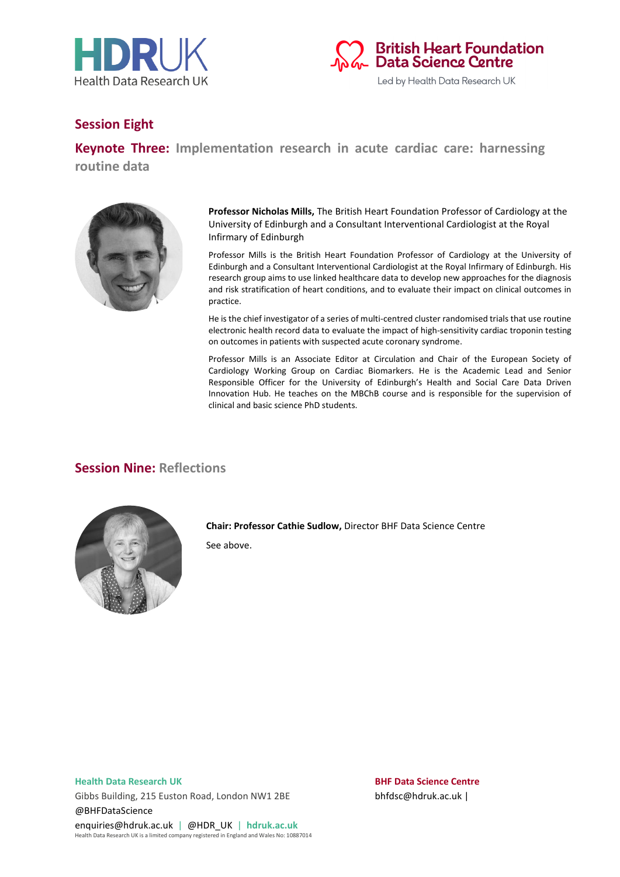## Session Eight

### Keynote Three: Implementation research in acute cardiac care: harnessing routine data

**Professor Nicholas Mills,** The British Heart Foundation Professor of Cardiology at the University of Edinburgh and a Consultant Interventional Cardiologist at the Royal Infirmary of Edinburgh

Professor Mills is the British Heart Foundation Professor of Cardiology at the University of Edinburgh and a Consultant Interventional Cardiologist at the Royal Infirmary of Edinburgh. His research group aims to use linked healthcare data to develop new approaches for the diagnosis and risk stratification of heart conditions, and to evaluate their impact on clinical outcomes in practice.

He is the chief investigator of a series of multi-centred cluster randomised trials that use routine electronic health record data to evaluate the impact of high-sensitivity cardiac troponin testing on outcomes in patients with suspected acute coronary syndrome.

Professor Mills is an Associate Editor at Circulation and Chair of the European Society of Cardiology Working Group on Cardiac Biomarkers. He is the Academic Lead and Senior Responsible Officer for the University of Edinburgh's Health and Social Care Data Driven Innovation Hub. He teaches on the MBChB course and is responsible for the supervision of clinical and basic science PhD students.

## Session Nine: Reflections

**Chair: Professor Cathie Sudlow,** Director BHF Data Science Centre

See above.

**Health Data Research UK**
Gibbs Building, 215 Euston Road, London NW1 2BE
@BHFDataScience
enquiries@hdruk.ac.uk | @HDR_UK | hdruk.ac.uk
Health Data Research UK is a limited company registered in England and Wales No: 10887014

**BHF Data Science Centre**
bhfdsc@hdruk.ac.uk |